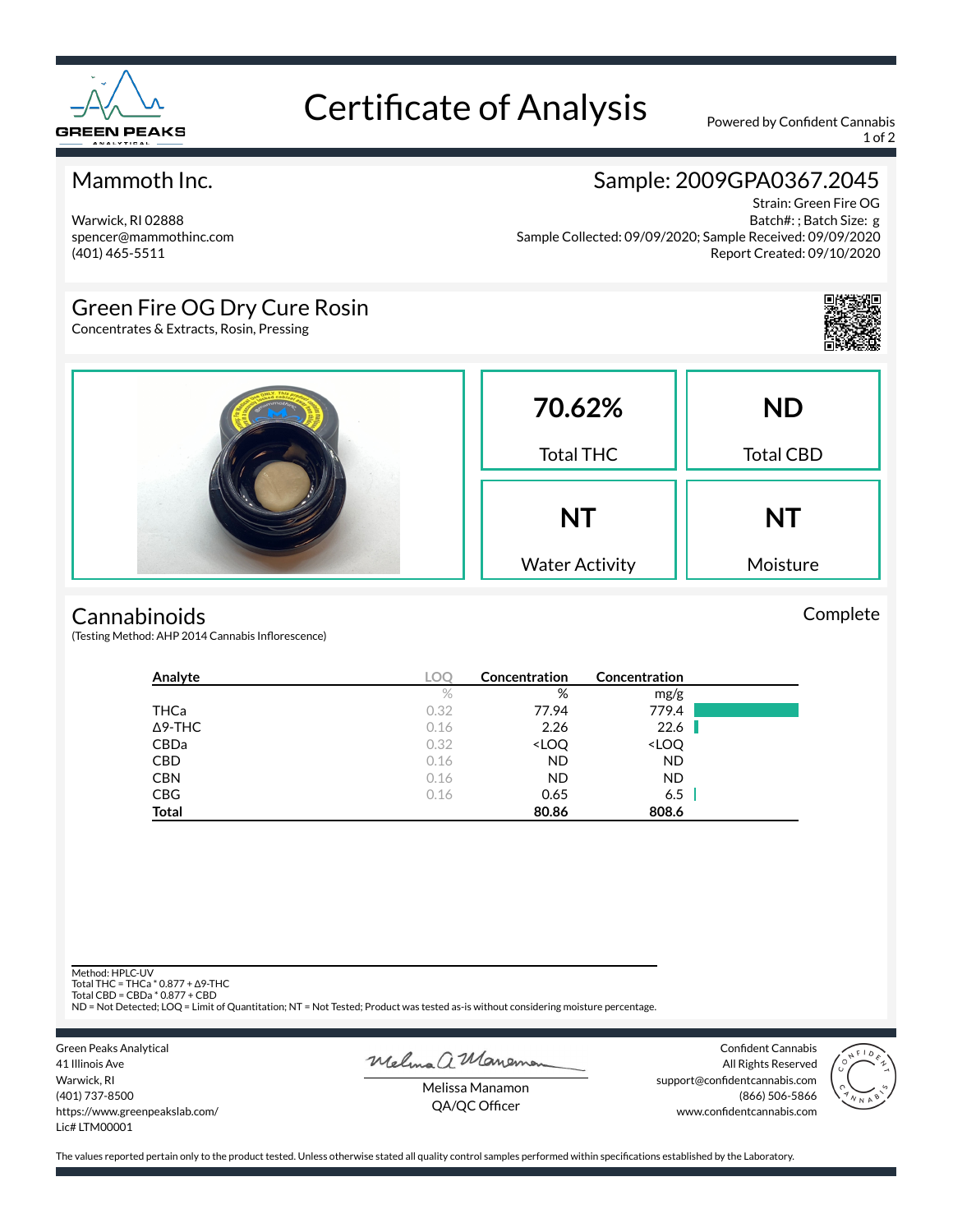# Certificate of Analysis

Powered by Confident Cannabis

## Mammoth Inc.

Warwick, RI 02888
spencer@mammothinc.com
(401) 465-5511

## Sample: 2009GPA0367.2045

Strain: Green Fire OG
Batch#: ; Batch Size: g
Sample Collected: 09/09/2020; Sample Received: 09/09/2020
Report Created: 09/10/2020

## Green Fire OG Dry Cure Rosin

Concentrates & Extracts, Rosin, Pressing

| **70.62%** | **ND** |
|---|---|
| Total THC | Total CBD |
| **NT** | **NT** |
| Water Activity | Moisture |

## Cannabinoids

Complete

(Testing Method: AHP 2014 Cannabis Inflorescence)

| Analyte | LOQ | Concentration | Concentration |
|---|---|---|---|
| | % | % | mg/g |
| THCa | 0.32 | 77.94 | 779.4 |
| Δ9-THC | 0.16 | 2.26 | 22.6 |
| CBDa | 0.32 | <LOQ | <LOQ |
| CBD | 0.16 | ND | ND |
| CBN | 0.16 | ND | ND |
| CBG | 0.16 | 0.65 | 6.5 |
| **Total** | | **80.86** | **808.6** |

Method: HPLC-UV
Total THC = THCa * 0.877 + Δ9-THC
Total CBD = CBDa * 0.877 + CBD
ND = Not Detected; LOQ = Limit of Quantitation; NT = Not Tested; Product was tested as-is without considering moisture percentage.

Green Peaks Analytical
41 Illinois Ave
Warwick, RI
(401) 737-8500
https://www.greenpeakslab.com/
Lic# LTM00001

Melissa Manamon
QA/QC Officer

Confident Cannabis
All Rights Reserved
support@confidentcannabis.com
(866) 506-5866
www.confidentcannabis.com

The values reported pertain only to the product tested. Unless otherwise stated all quality control samples performed within specifications established by the Laboratory.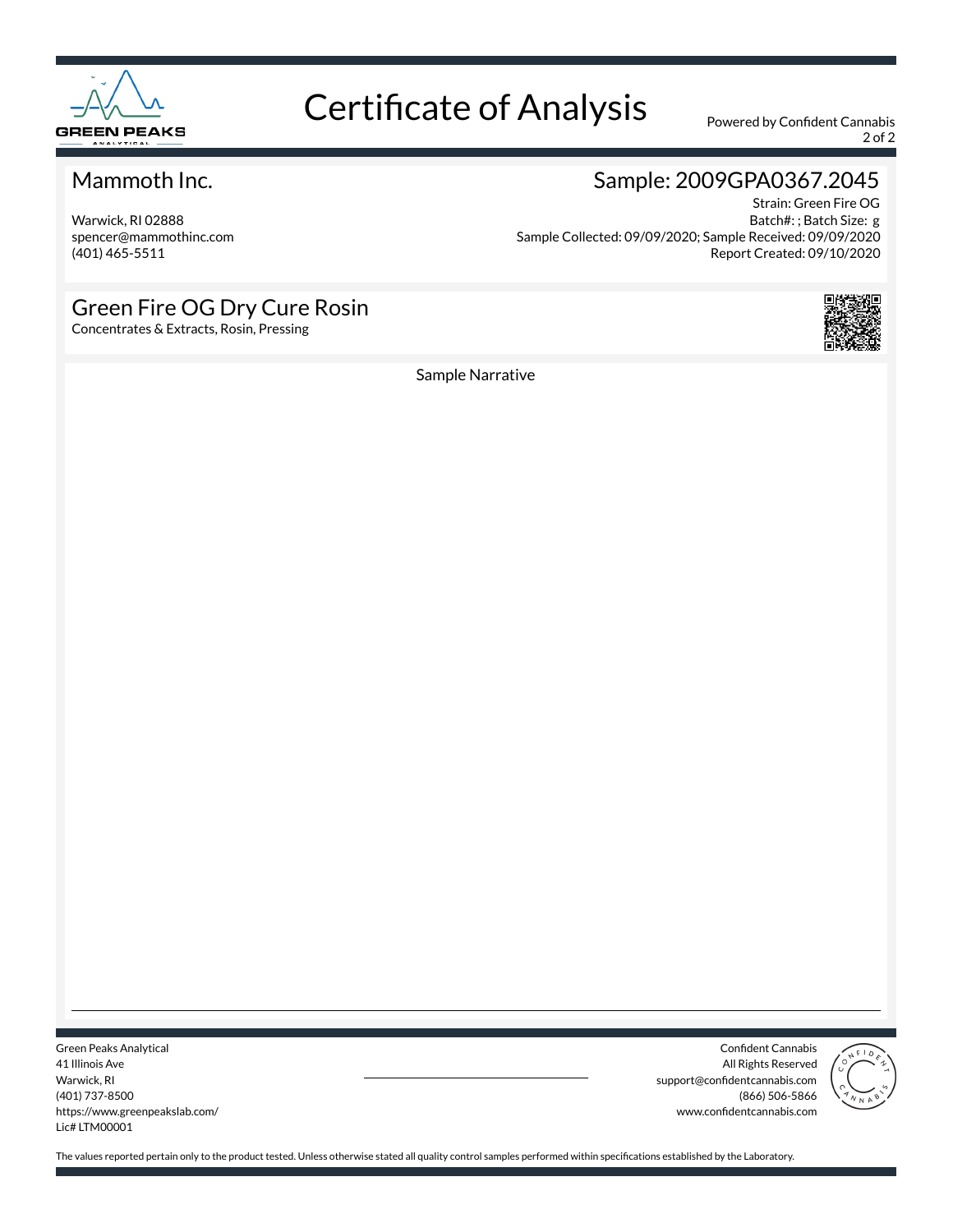# Certificate of Analysis

Powered by Confident Cannabis

## Mammoth Inc.

Warwick, RI 02888
spencer@mammothinc.com
(401) 465-5511

## Sample: 2009GPA0367.2045

Strain: Green Fire OG
Batch#: ; Batch Size: g
Sample Collected: 09/09/2020; Sample Received: 09/09/2020
Report Created: 09/10/2020

## Green Fire OG Dry Cure Rosin

Concentrates & Extracts, Rosin, Pressing

Sample Narrative

Green Peaks Analytical
41 Illinois Ave
Warwick, RI
(401) 737-8500
https://www.greenpeakslab.com/
Lic# LTM00001

Confident Cannabis
All Rights Reserved
support@confidentcannabis.com
(866) 506-5866
www.confidentcannabis.com

The values reported pertain only to the product tested. Unless otherwise stated all quality control samples performed within specifications established by the Laboratory.